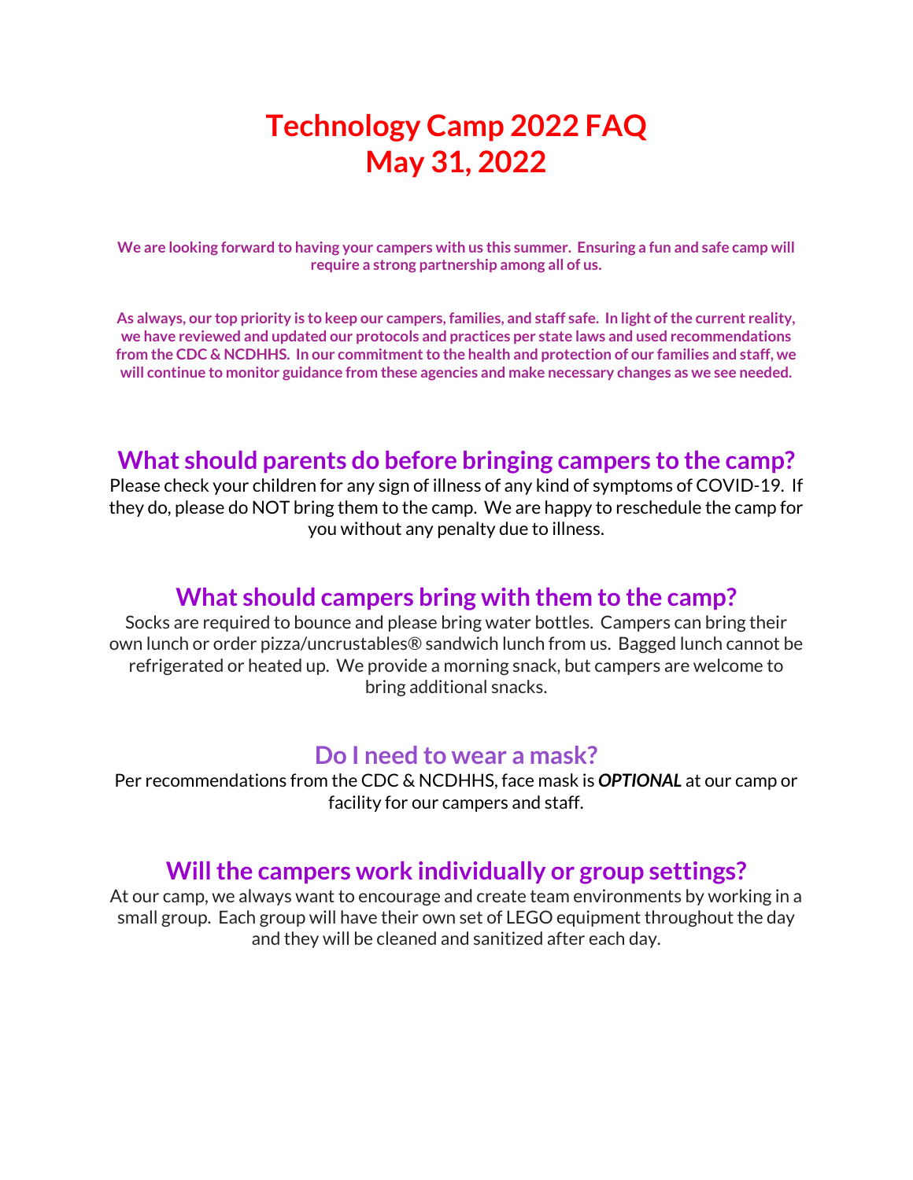# Technology Camp 2022 FAQ
# May 31, 2022

**We are looking forward to having your campers with us this summer. Ensuring a fun and safe camp will require a strong partnership among all of us.**

**As always, our top priority is to keep our campers, families, and staff safe. In light of the current reality, we have reviewed and updated our protocols and practices per state laws and used recommendations from the CDC & NCDHHS. In our commitment to the health and protection of our families and staff, we will continue to monitor guidance from these agencies and make necessary changes as we see needed.**

## What should parents do before bringing campers to the camp?

Please check your children for any sign of illness of any kind of symptoms of COVID-19. If they do, please do NOT bring them to the camp. We are happy to reschedule the camp for you without any penalty due to illness.

## What should campers bring with them to the camp?

Socks are required to bounce and please bring water bottles. Campers can bring their own lunch or order pizza/uncrustables® sandwich lunch from us. Bagged lunch cannot be refrigerated or heated up. We provide a morning snack, but campers are welcome to bring additional snacks.

## Do I need to wear a mask?

Per recommendations from the CDC & NCDHHS, face mask is ***OPTIONAL*** at our camp or facility for our campers and staff.

## Will the campers work individually or group settings?

At our camp, we always want to encourage and create team environments by working in a small group. Each group will have their own set of LEGO equipment throughout the day and they will be cleaned and sanitized after each day.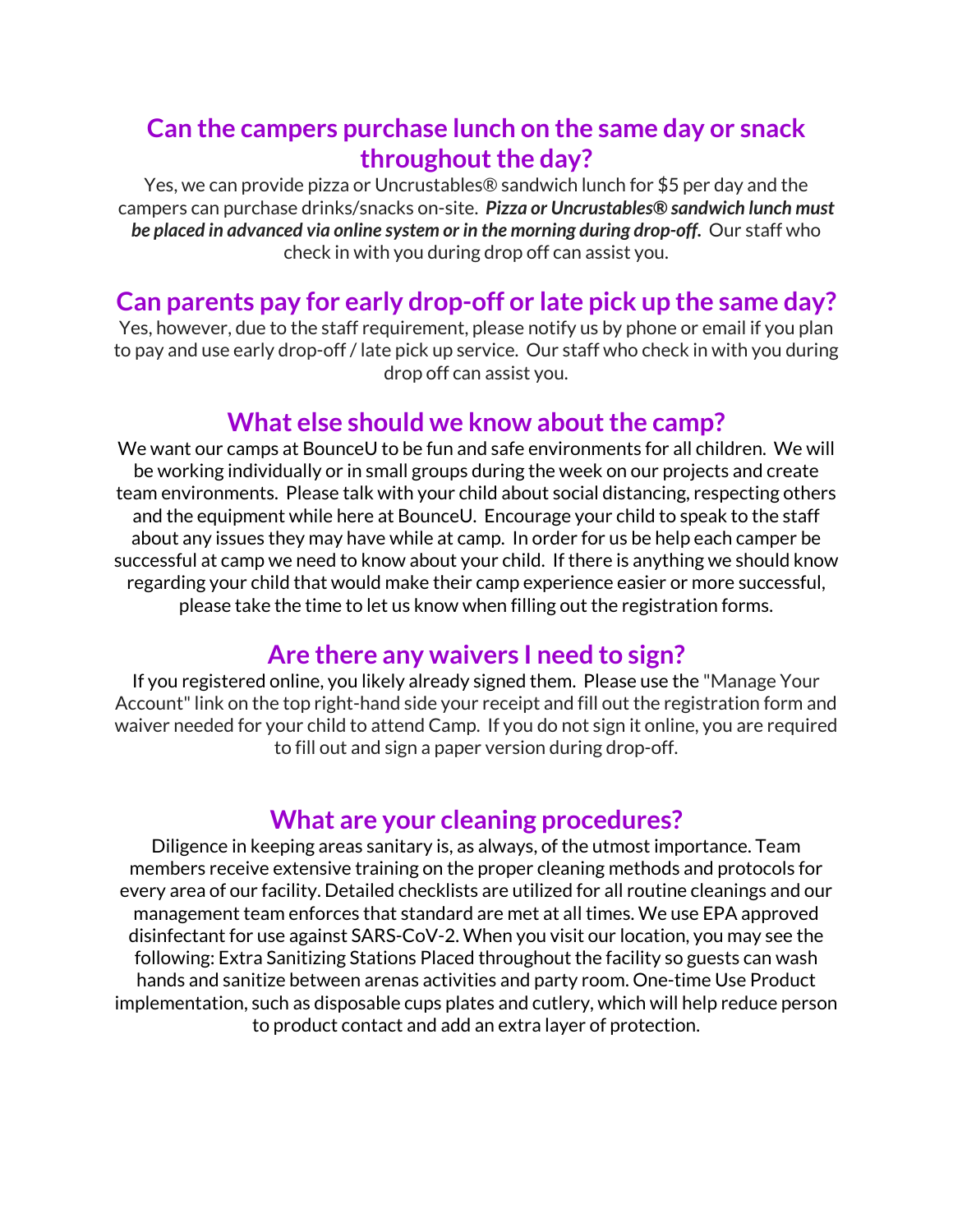## Can the campers purchase lunch on the same day or snack throughout the day?

Yes, we can provide pizza or Uncrustables® sandwich lunch for $5 per day and the campers can purchase drinks/snacks on-site. ***Pizza or Uncrustables® sandwich lunch must be placed in advanced via online system or in the morning during drop-off.*** Our staff who check in with you during drop off can assist you.

## Can parents pay for early drop-off or late pick up the same day?

Yes, however, due to the staff requirement, please notify us by phone or email if you plan to pay and use early drop-off / late pick up service. Our staff who check in with you during drop off can assist you.

## What else should we know about the camp?

We want our camps at BounceU to be fun and safe environments for all children. We will be working individually or in small groups during the week on our projects and create team environments. Please talk with your child about social distancing, respecting others and the equipment while here at BounceU. Encourage your child to speak to the staff about any issues they may have while at camp. In order for us be help each camper be successful at camp we need to know about your child. If there is anything we should know regarding your child that would make their camp experience easier or more successful, please take the time to let us know when filling out the registration forms.

## Are there any waivers I need to sign?

If you registered online, you likely already signed them. Please use the "Manage Your Account" link on the top right-hand side your receipt and fill out the registration form and waiver needed for your child to attend Camp. If you do not sign it online, you are required to fill out and sign a paper version during drop-off.

## What are your cleaning procedures?

Diligence in keeping areas sanitary is, as always, of the utmost importance. Team members receive extensive training on the proper cleaning methods and protocols for every area of our facility. Detailed checklists are utilized for all routine cleanings and our management team enforces that standard are met at all times. We use EPA approved disinfectant for use against SARS-CoV-2. When you visit our location, you may see the following: Extra Sanitizing Stations Placed throughout the facility so guests can wash hands and sanitize between arenas activities and party room. One-time Use Product implementation, such as disposable cups plates and cutlery, which will help reduce person to product contact and add an extra layer of protection.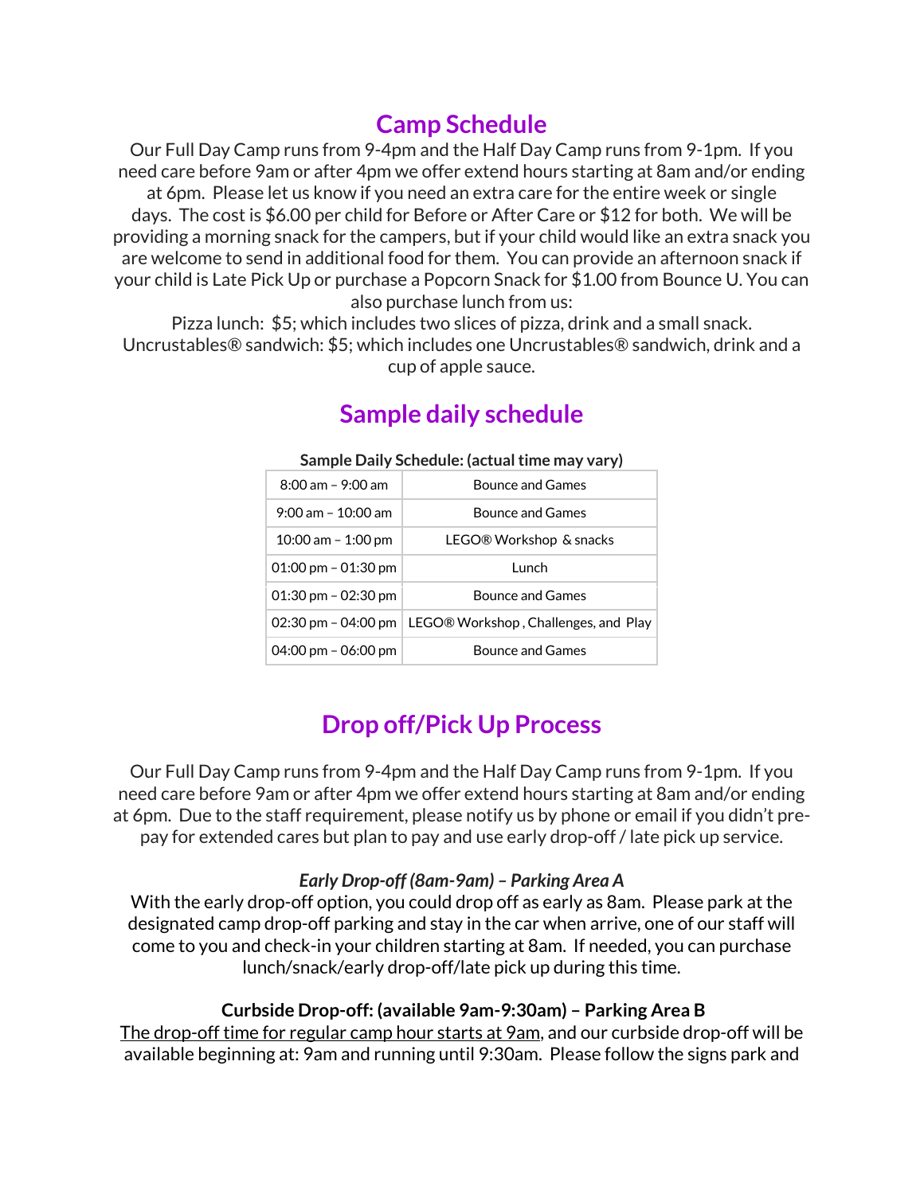# Camp Schedule

Our Full Day Camp runs from 9-4pm and the Half Day Camp runs from 9-1pm. If you need care before 9am or after 4pm we offer extend hours starting at 8am and/or ending at 6pm. Please let us know if you need an extra care for the entire week or single days. The cost is $6.00 per child for Before or After Care or $12 for both. We will be providing a morning snack for the campers, but if your child would like an extra snack you are welcome to send in additional food for them. You can provide an afternoon snack if your child is Late Pick Up or purchase a Popcorn Snack for $1.00 from Bounce U. You can also purchase lunch from us:

Pizza lunch: $5; which includes two slices of pizza, drink and a small snack.
Uncrustables® sandwich: $5; which includes one Uncrustables® sandwich, drink and a cup of apple sauce.

# Sample daily schedule

**Sample Daily Schedule: (actual time may vary)**

| Time | Activity |
|---|---|
| 8:00 am – 9:00 am | Bounce and Games |
| 9:00 am – 10:00 am | Bounce and Games |
| 10:00 am – 1:00 pm | LEGO® Workshop & snacks |
| 01:00 pm – 01:30 pm | Lunch |
| 01:30 pm – 02:30 pm | Bounce and Games |
| 02:30 pm – 04:00 pm | LEGO® Workshop , Challenges, and Play |
| 04:00 pm – 06:00 pm | Bounce and Games |

# Drop off/Pick Up Process

Our Full Day Camp runs from 9-4pm and the Half Day Camp runs from 9-1pm. If you need care before 9am or after 4pm we offer extend hours starting at 8am and/or ending at 6pm. Due to the staff requirement, please notify us by phone or email if you didn't pre-pay for extended cares but plan to pay and use early drop-off / late pick up service.

***Early Drop-off (8am-9am) – Parking Area A***

With the early drop-off option, you could drop off as early as 8am. Please park at the designated camp drop-off parking and stay in the car when arrive, one of our staff will come to you and check-in your children starting at 8am. If needed, you can purchase lunch/snack/early drop-off/late pick up during this time.

**Curbside Drop-off: (available 9am-9:30am) – Parking Area B**

The drop-off time for regular camp hour starts at 9am, and our curbside drop-off will be available beginning at: 9am and running until 9:30am. Please follow the signs park and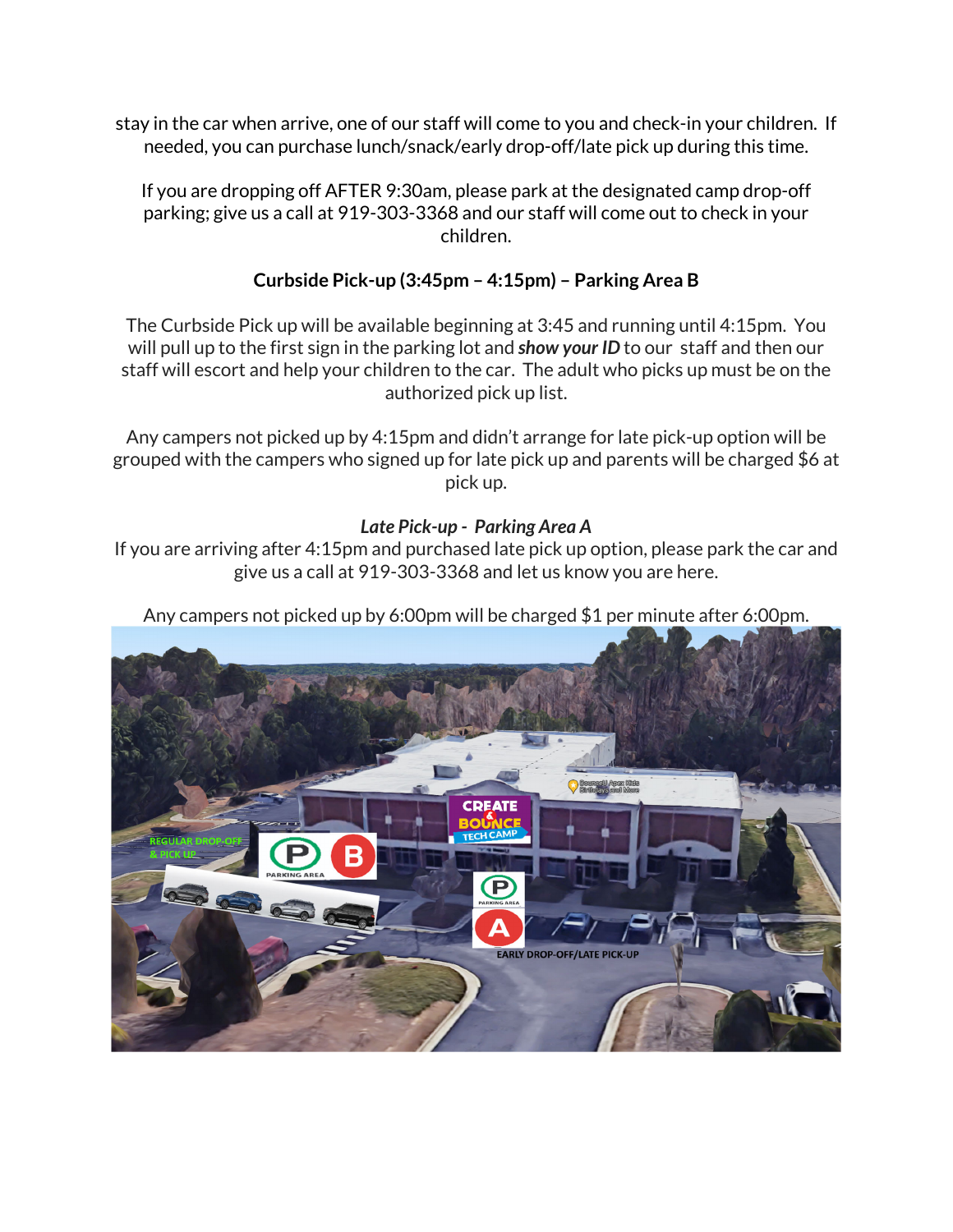stay in the car when arrive, one of our staff will come to you and check-in your children. If needed, you can purchase lunch/snack/early drop-off/late pick up during this time.

If you are dropping off AFTER 9:30am, please park at the designated camp drop-off parking; give us a call at 919-303-3368 and our staff will come out to check in your children.

**Curbside Pick-up (3:45pm – 4:15pm) – Parking Area B**

The Curbside Pick up will be available beginning at 3:45 and running until 4:15pm. You will pull up to the first sign in the parking lot and ***show your ID*** to our staff and then our staff will escort and help your children to the car. The adult who picks up must be on the authorized pick up list.

Any campers not picked up by 4:15pm and didn't arrange for late pick-up option will be grouped with the campers who signed up for late pick up and parents will be charged $6 at pick up.

***Late Pick-up - Parking Area A***

If you are arriving after 4:15pm and purchased late pick up option, please park the car and give us a call at 919-303-3368 and let us know you are here.

Any campers not picked up by 6:00pm will be charged $1 per minute after 6:00pm.